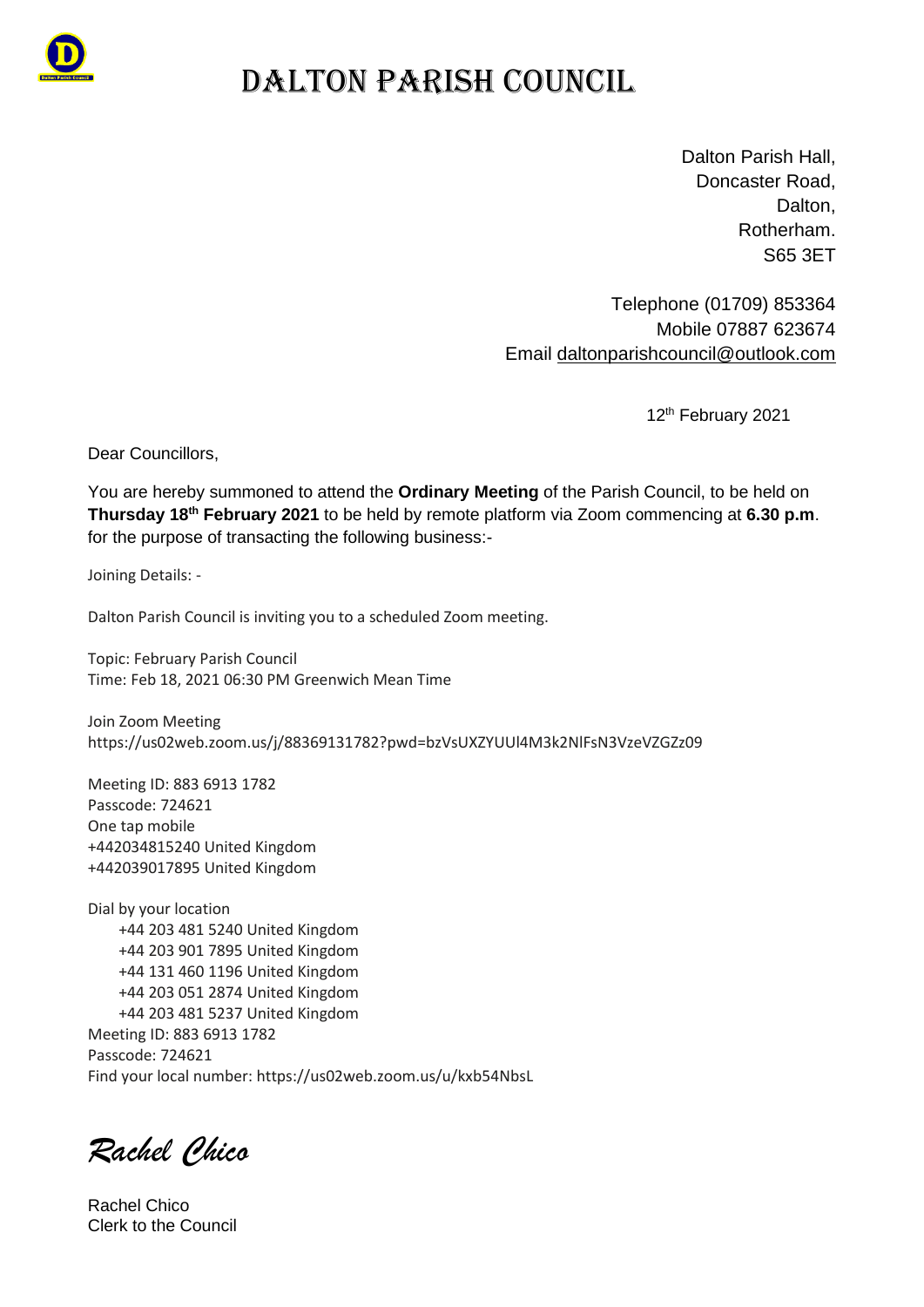# DALTON PARISH COUNCIL

Dalton Parish Hall,
Doncaster Road,
Dalton,
Rotherham.
S65 3ET

Telephone (01709) 853364
Mobile 07887 623674
Email daltonparishcouncil@outlook.com

12th February 2021

Dear Councillors,

You are hereby summoned to attend the **Ordinary Meeting** of the Parish Council, to be held on **Thursday 18th February 2021** to be held by remote platform via Zoom commencing at **6.30 p.m**. for the purpose of transacting the following business:-

Joining Details: -

Dalton Parish Council is inviting you to a scheduled Zoom meeting.

Topic: February Parish Council
Time: Feb 18, 2021 06:30 PM Greenwich Mean Time

Join Zoom Meeting
https://us02web.zoom.us/j/88369131782?pwd=bzVsUXZYUUl4M3k2NlFsN3VzeVZGZz09

Meeting ID: 883 6913 1782
Passcode: 724621
One tap mobile
+442034815240 United Kingdom
+442039017895 United Kingdom

Dial by your location
+44 203 481 5240 United Kingdom
+44 203 901 7895 United Kingdom
+44 131 460 1196 United Kingdom
+44 203 051 2874 United Kingdom
+44 203 481 5237 United Kingdom
Meeting ID: 883 6913 1782
Passcode: 724621
Find your local number: https://us02web.zoom.us/u/kxb54NbsL

*Rachel Chico*

Rachel Chico
Clerk to the Council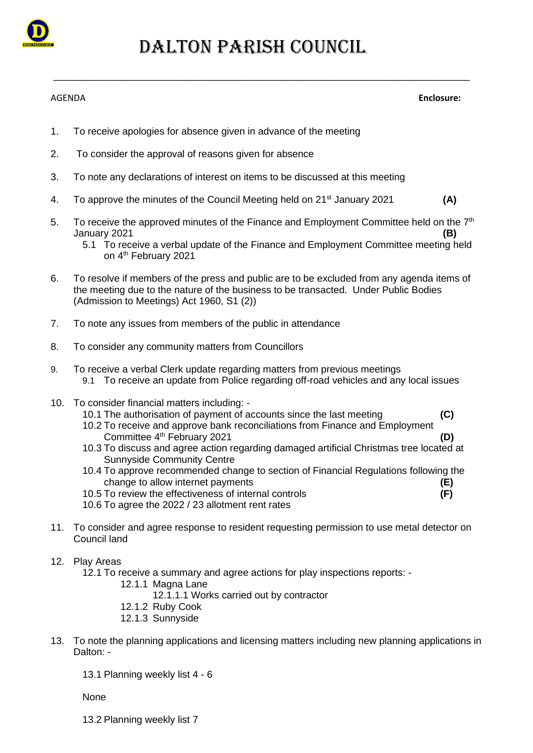# DALTON PARISH COUNCIL

AGENDA **Enclosure:**

1. To receive apologies for absence given in advance of the meeting
2. To consider the approval of reasons given for absence
3. To note any declarations of interest on items to be discussed at this meeting
4. To approve the minutes of the Council Meeting held on 21st January 2021 **(A)**
5. To receive the approved minutes of the Finance and Employment Committee held on the 7th January 2021 **(B)**
   - 5.1 To receive a verbal update of the Finance and Employment Committee meeting held on 4th February 2021
6. To resolve if members of the press and public are to be excluded from any agenda items of the meeting due to the nature of the business to be transacted. Under Public Bodies (Admission to Meetings) Act 1960, S1 (2))
7. To note any issues from members of the public in attendance
8. To consider any community matters from Councillors
9. To receive a verbal Clerk update regarding matters from previous meetings
   - 9.1 To receive an update from Police regarding off-road vehicles and any local issues
10. To consider financial matters including: -
    - 10.1 The authorisation of payment of accounts since the last meeting **(C)**
    - 10.2 To receive and approve bank reconciliations from Finance and Employment Committee 4th February 2021 **(D)**
    - 10.3 To discuss and agree action regarding damaged artificial Christmas tree located at Sunnyside Community Centre
    - 10.4 To approve recommended change to section of Financial Regulations following the change to allow internet payments **(E)**
    - 10.5 To review the effectiveness of internal controls **(F)**
    - 10.6 To agree the 2022 / 23 allotment rent rates
11. To consider and agree response to resident requesting permission to use metal detector on Council land
12. Play Areas
    - 12.1 To receive a summary and agree actions for play inspections reports: -
      - 12.1.1 Magna Lane
        - 12.1.1.1 Works carried out by contractor
      - 12.1.2 Ruby Cook
      - 12.1.3 Sunnyside
13. To note the planning applications and licensing matters including new planning applications in Dalton: -

    13.1 Planning weekly list 4 - 6

    None

    13.2 Planning weekly list 7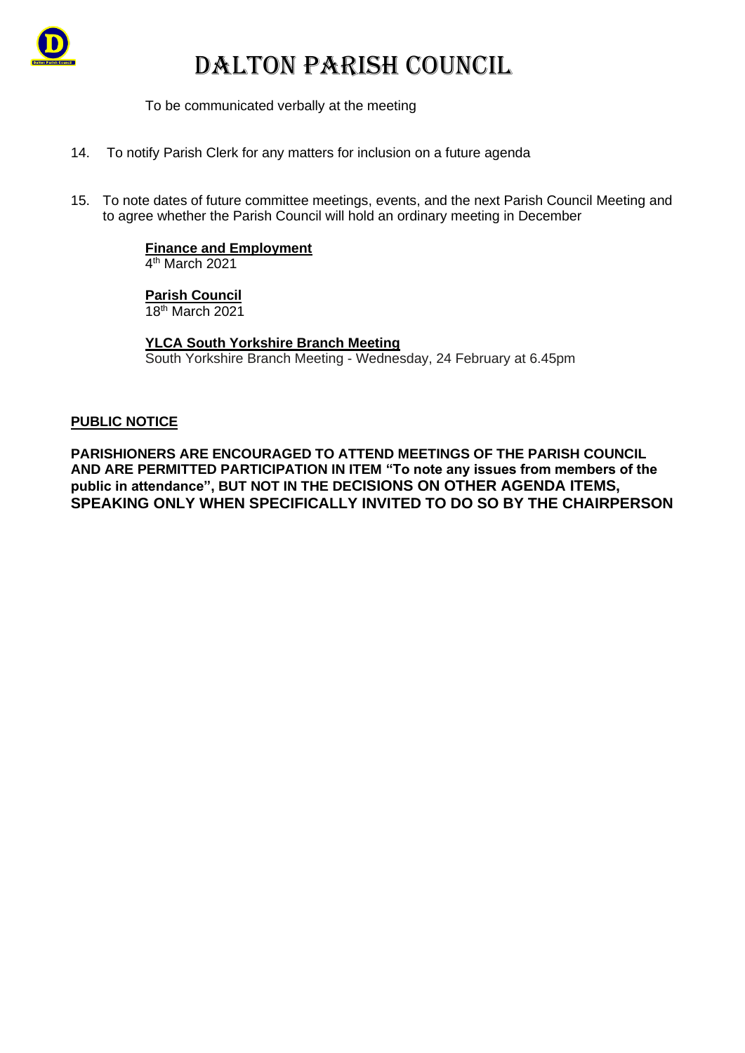# DALTON PARISH COUNCIL

To be communicated verbally at the meeting

14. To notify Parish Clerk for any matters for inclusion on a future agenda

15. To note dates of future committee meetings, events, and the next Parish Council Meeting and to agree whether the Parish Council will hold an ordinary meeting in December

**Finance and Employment**
4th March 2021

**Parish Council**
18th March 2021

**YLCA South Yorkshire Branch Meeting**
South Yorkshire Branch Meeting - Wednesday, 24 February at 6.45pm

**PUBLIC NOTICE**

**PARISHIONERS ARE ENCOURAGED TO ATTEND MEETINGS OF THE PARISH COUNCIL AND ARE PERMITTED PARTICIPATION IN ITEM "To note any issues from members of the public in attendance", BUT NOT IN THE DECISIONS ON OTHER AGENDA ITEMS, SPEAKING ONLY WHEN SPECIFICALLY INVITED TO DO SO BY THE CHAIRPERSON**